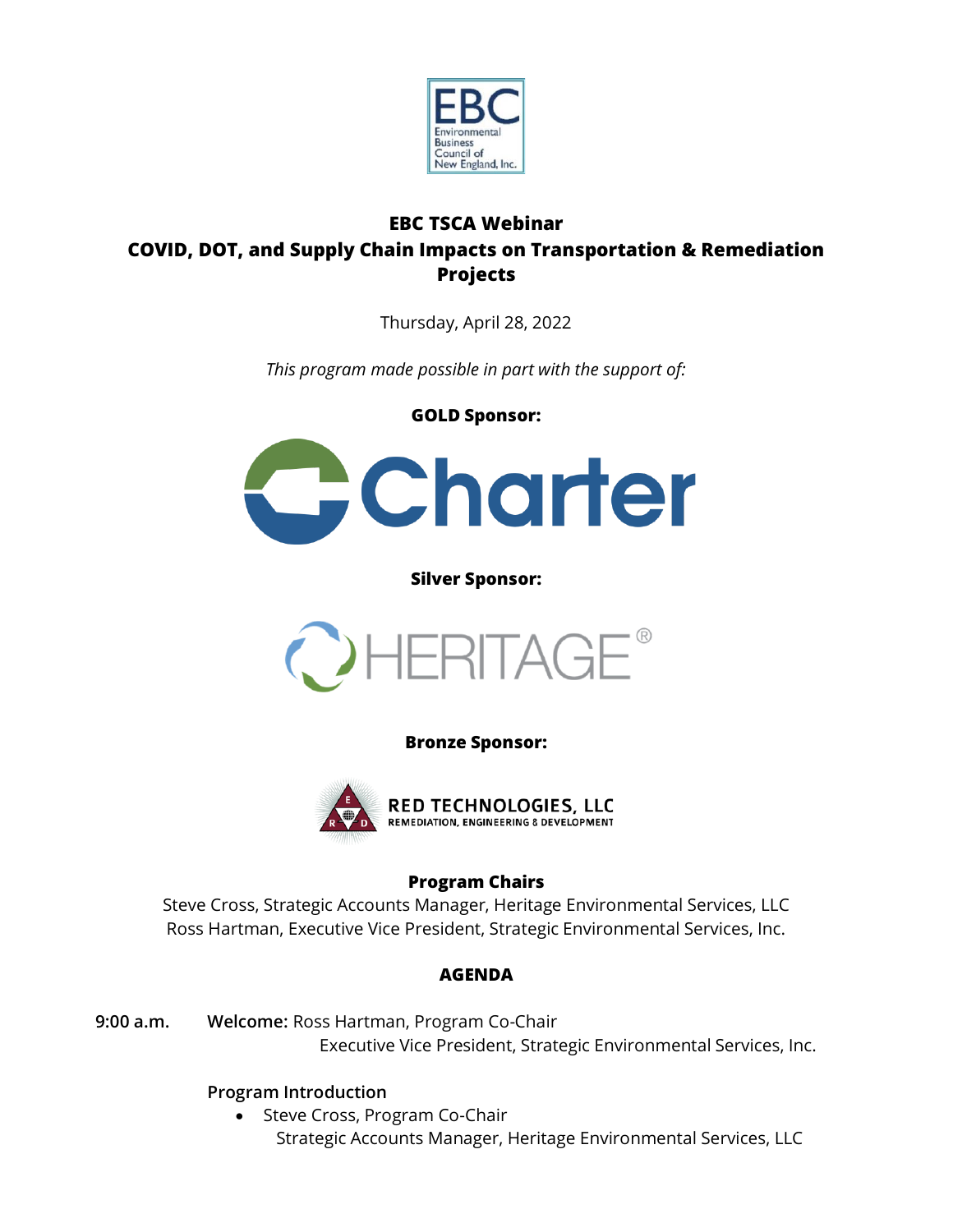# EBC TSCA Webinar

## COVID, DOT, and Supply Chain Impacts on Transportation & Remediation Projects

Thursday, April 28, 2022

*This program made possible in part with the support of:*

**GOLD Sponsor:**

Charter

**Silver Sponsor:**

HERITAGE®

**Bronze Sponsor:**

RED TECHNOLOGIES, LLC
REMEDIATION, ENGINEERING & DEVELOPMENT

### Program Chairs

Steve Cross, Strategic Accounts Manager, Heritage Environmental Services, LLC
Ross Hartman, Executive Vice President, Strategic Environmental Services, Inc.

### AGENDA

**9:00 a.m.** **Welcome:** Ross Hartman, Program Co-Chair
Executive Vice President, Strategic Environmental Services, Inc.

**Program Introduction**

- Steve Cross, Program Co-Chair
  Strategic Accounts Manager, Heritage Environmental Services, LLC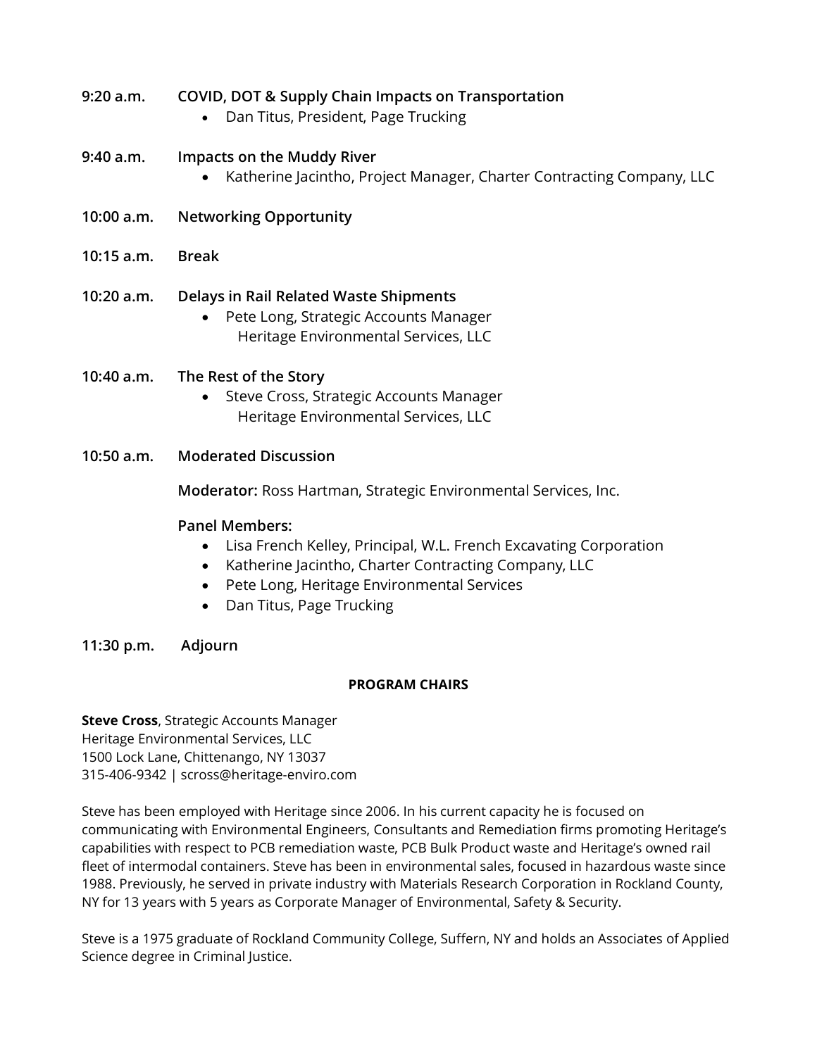**9:20 a.m.** **COVID, DOT & Supply Chain Impacts on Transportation**

- Dan Titus, President, Page Trucking

**9:40 a.m.** **Impacts on the Muddy River**

- Katherine Jacintho, Project Manager, Charter Contracting Company, LLC

**10:00 a.m.** **Networking Opportunity**

**10:15 a.m.** **Break**

**10:20 a.m.** **Delays in Rail Related Waste Shipments**

- Pete Long, Strategic Accounts Manager
  Heritage Environmental Services, LLC

**10:40 a.m.** **The Rest of the Story**

- Steve Cross, Strategic Accounts Manager
  Heritage Environmental Services, LLC

**10:50 a.m.** **Moderated Discussion**

**Moderator:** Ross Hartman, Strategic Environmental Services, Inc.

**Panel Members:**

- Lisa French Kelley, Principal, W.L. French Excavating Corporation
- Katherine Jacintho, Charter Contracting Company, LLC
- Pete Long, Heritage Environmental Services
- Dan Titus, Page Trucking

**11:30 p.m.** **Adjourn**

## PROGRAM CHAIRS

**Steve Cross**, Strategic Accounts Manager
Heritage Environmental Services, LLC
1500 Lock Lane, Chittenango, NY 13037
315-406-9342 | scross@heritage-enviro.com

Steve has been employed with Heritage since 2006. In his current capacity he is focused on communicating with Environmental Engineers, Consultants and Remediation firms promoting Heritage's capabilities with respect to PCB remediation waste, PCB Bulk Product waste and Heritage's owned rail fleet of intermodal containers. Steve has been in environmental sales, focused in hazardous waste since 1988. Previously, he served in private industry with Materials Research Corporation in Rockland County, NY for 13 years with 5 years as Corporate Manager of Environmental, Safety & Security.

Steve is a 1975 graduate of Rockland Community College, Suffern, NY and holds an Associates of Applied Science degree in Criminal Justice.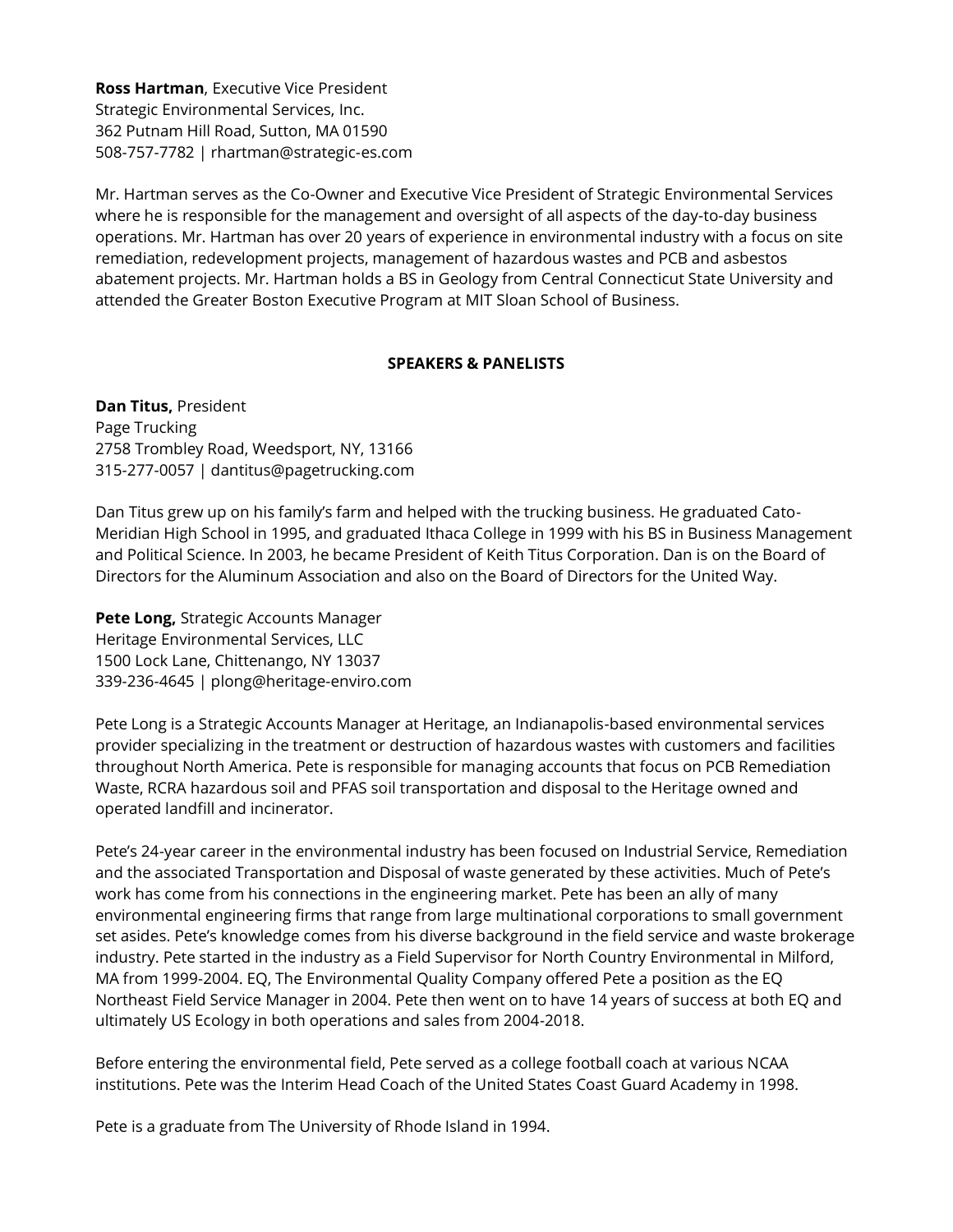**Ross Hartman**, Executive Vice President
Strategic Environmental Services, Inc.
362 Putnam Hill Road, Sutton, MA 01590
508-757-7782 | rhartman@strategic-es.com

Mr. Hartman serves as the Co-Owner and Executive Vice President of Strategic Environmental Services where he is responsible for the management and oversight of all aspects of the day-to-day business operations. Mr. Hartman has over 20 years of experience in environmental industry with a focus on site remediation, redevelopment projects, management of hazardous wastes and PCB and asbestos abatement projects. Mr. Hartman holds a BS in Geology from Central Connecticut State University and attended the Greater Boston Executive Program at MIT Sloan School of Business.

## SPEAKERS & PANELISTS

**Dan Titus,** President
Page Trucking
2758 Trombley Road, Weedsport, NY, 13166
315-277-0057 | dantitus@pagetrucking.com

Dan Titus grew up on his family's farm and helped with the trucking business. He graduated Cato-Meridian High School in 1995, and graduated Ithaca College in 1999 with his BS in Business Management and Political Science. In 2003, he became President of Keith Titus Corporation. Dan is on the Board of Directors for the Aluminum Association and also on the Board of Directors for the United Way.

**Pete Long,** Strategic Accounts Manager
Heritage Environmental Services, LLC
1500 Lock Lane, Chittenango, NY 13037
339-236-4645 | plong@heritage-enviro.com

Pete Long is a Strategic Accounts Manager at Heritage, an Indianapolis-based environmental services provider specializing in the treatment or destruction of hazardous wastes with customers and facilities throughout North America. Pete is responsible for managing accounts that focus on PCB Remediation Waste, RCRA hazardous soil and PFAS soil transportation and disposal to the Heritage owned and operated landfill and incinerator.

Pete's 24-year career in the environmental industry has been focused on Industrial Service, Remediation and the associated Transportation and Disposal of waste generated by these activities. Much of Pete's work has come from his connections in the engineering market. Pete has been an ally of many environmental engineering firms that range from large multinational corporations to small government set asides. Pete's knowledge comes from his diverse background in the field service and waste brokerage industry. Pete started in the industry as a Field Supervisor for North Country Environmental in Milford, MA from 1999-2004. EQ, The Environmental Quality Company offered Pete a position as the EQ Northeast Field Service Manager in 2004. Pete then went on to have 14 years of success at both EQ and ultimately US Ecology in both operations and sales from 2004-2018.

Before entering the environmental field, Pete served as a college football coach at various NCAA institutions. Pete was the Interim Head Coach of the United States Coast Guard Academy in 1998.

Pete is a graduate from The University of Rhode Island in 1994.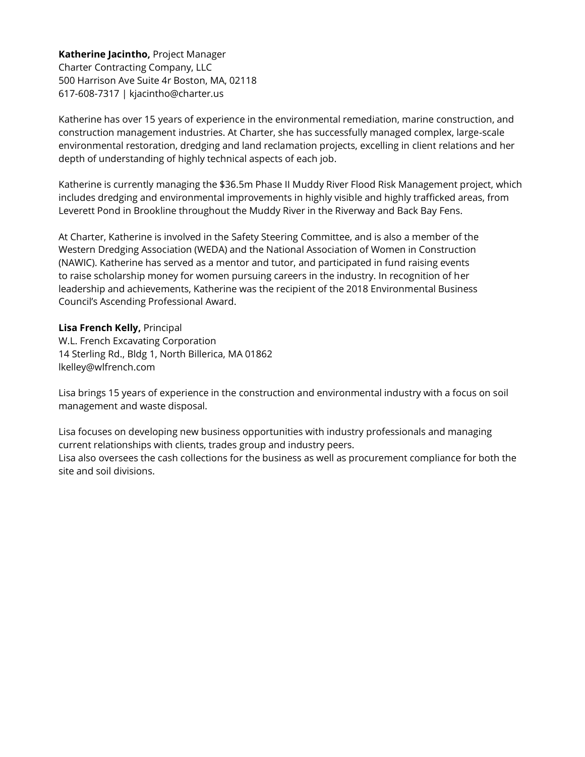**Katherine Jacintho,** Project Manager
Charter Contracting Company, LLC
500 Harrison Ave Suite 4r Boston, MA, 02118
617-608-7317 | kjacintho@charter.us

Katherine has over 15 years of experience in the environmental remediation, marine construction, and construction management industries. At Charter, she has successfully managed complex, large-scale environmental restoration, dredging and land reclamation projects, excelling in client relations and her depth of understanding of highly technical aspects of each job.

Katherine is currently managing the $36.5m Phase II Muddy River Flood Risk Management project, which includes dredging and environmental improvements in highly visible and highly trafficked areas, from Leverett Pond in Brookline throughout the Muddy River in the Riverway and Back Bay Fens.

At Charter, Katherine is involved in the Safety Steering Committee, and is also a member of the Western Dredging Association (WEDA) and the National Association of Women in Construction (NAWIC). Katherine has served as a mentor and tutor, and participated in fund raising events to raise scholarship money for women pursuing careers in the industry. In recognition of her leadership and achievements, Katherine was the recipient of the 2018 Environmental Business Council's Ascending Professional Award.

**Lisa French Kelly,** Principal
W.L. French Excavating Corporation
14 Sterling Rd., Bldg 1, North Billerica, MA 01862
lkelley@wlfrench.com

Lisa brings 15 years of experience in the construction and environmental industry with a focus on soil management and waste disposal.

Lisa focuses on developing new business opportunities with industry professionals and managing current relationships with clients, trades group and industry peers.
Lisa also oversees the cash collections for the business as well as procurement compliance for both the site and soil divisions.